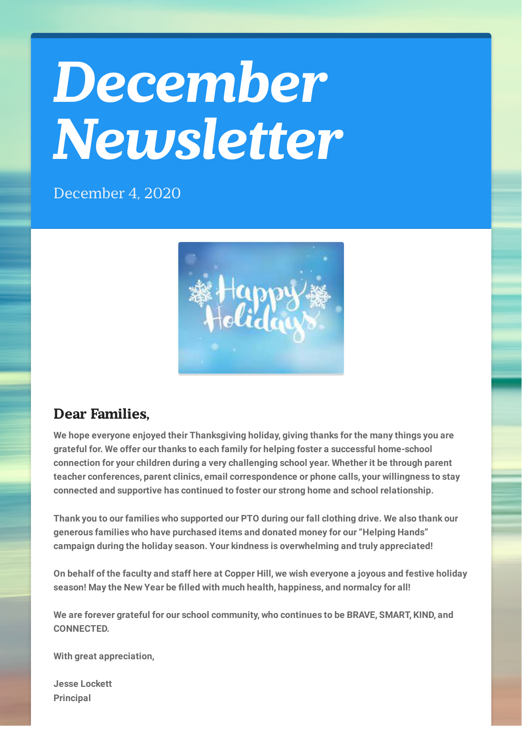# *December Newsletter*

December 4, 2020

## Dear Families,

**We hope everyone enjoyed their Thanksgiving holiday, giving thanks for the many things you are grateful for. We offer our thanks to each family for helping foster a successful home-school connection for your children during a very challenging school year. Whether it be through parent teacher conferences, parent clinics, email correspondence or phone calls, your willingness to stay connected and supportive has continued to foster our strong home and school relationship.**

**Thank you to our families who supported our PTO during our fall clothing drive. We also thank our generous families who have purchased items and donated money for our "Helping Hands" campaign during the holiday season. Your kindness is overwhelming and truly appreciated!**

**On behalf of the faculty and staff here at Copper Hill, we wish everyone a joyous and festive holiday season! May the New Year be filled with much health, happiness, and normalcy for all!**

**We are forever grateful for our school community, who continues to be BRAVE, SMART, KIND, and CONNECTED.**

**With great appreciation,**

**Jesse Lockett**
**Principal**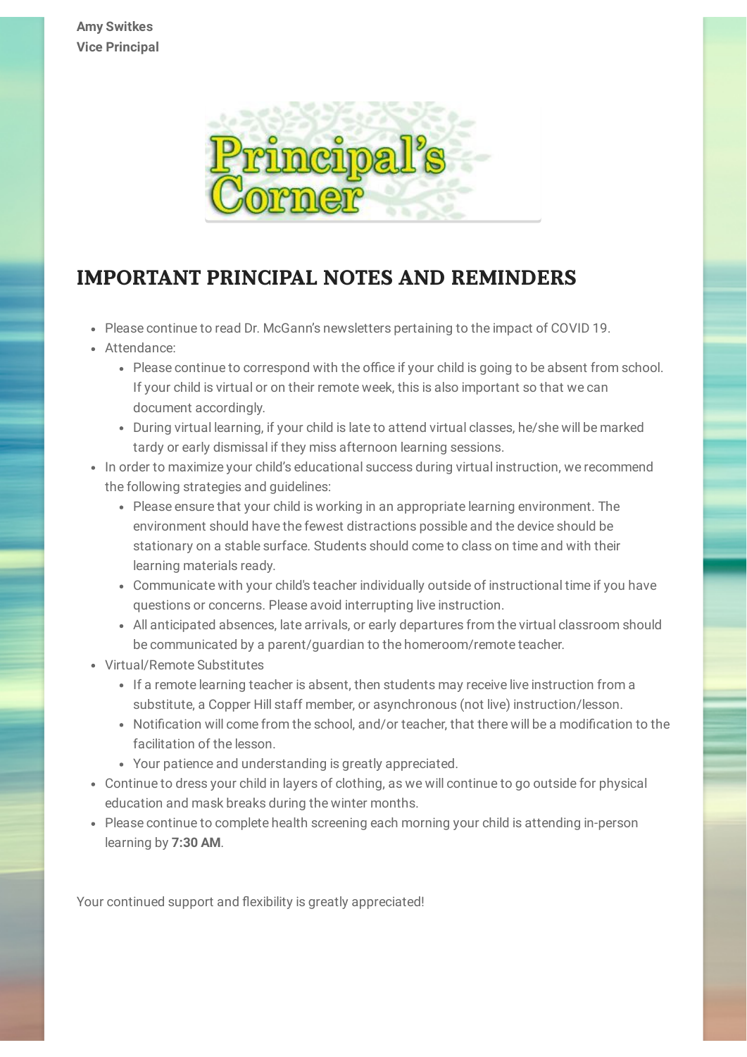**Amy Switkes**
**Vice Principal**

## IMPORTANT PRINCIPAL NOTES AND REMINDERS

- Please continue to read Dr. McGann's newsletters pertaining to the impact of COVID 19.
- Attendance:
  - Please continue to correspond with the office if your child is going to be absent from school. If your child is virtual or on their remote week, this is also important so that we can document accordingly.
  - During virtual learning, if your child is late to attend virtual classes, he/she will be marked tardy or early dismissal if they miss afternoon learning sessions.
- In order to maximize your child's educational success during virtual instruction, we recommend the following strategies and guidelines:
  - Please ensure that your child is working in an appropriate learning environment. The environment should have the fewest distractions possible and the device should be stationary on a stable surface. Students should come to class on time and with their learning materials ready.
  - Communicate with your child's teacher individually outside of instructional time if you have questions or concerns. Please avoid interrupting live instruction.
  - All anticipated absences, late arrivals, or early departures from the virtual classroom should be communicated by a parent/guardian to the homeroom/remote teacher.
- Virtual/Remote Substitutes
  - If a remote learning teacher is absent, then students may receive live instruction from a substitute, a Copper Hill staff member, or asynchronous (not live) instruction/lesson.
  - Notification will come from the school, and/or teacher, that there will be a modification to the facilitation of the lesson.
  - Your patience and understanding is greatly appreciated.
- Continue to dress your child in layers of clothing, as we will continue to go outside for physical education and mask breaks during the winter months.
- Please continue to complete health screening each morning your child is attending in-person learning by **7:30 AM**.

Your continued support and flexibility is greatly appreciated!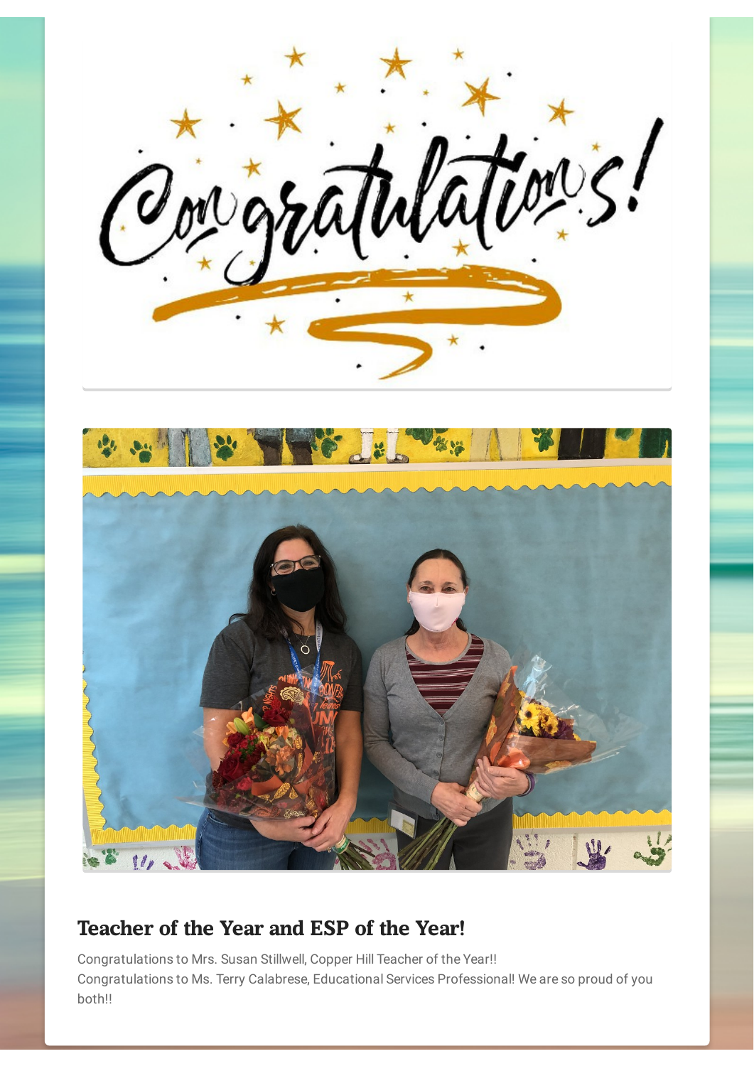## Teacher of the Year and ESP of the Year!

Congratulations to Mrs. Susan Stillwell, Copper Hill Teacher of the Year!!

Congratulations to Ms. Terry Calabrese, Educational Services Professional! We are so proud of you both!!